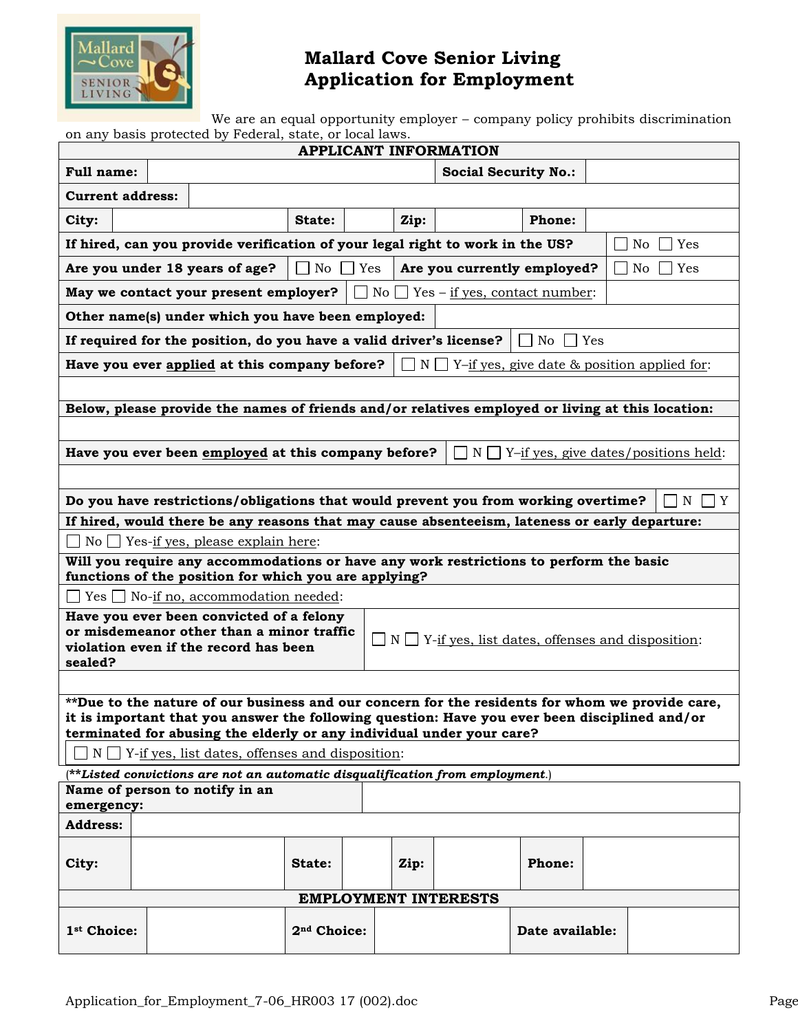# Mallard Cove Senior Living
# Application for Employment

We are an equal opportunity employer – company policy prohibits discrimination on any basis protected by Federal, state, or local laws.

| **APPLICANT INFORMATION** | | | | | | | |
|---|---|---|---|---|---|---|---|
| **Full name:** | | | | **Social Security No.:** | | | |
| **Current address:** | | | | | | | |
| **City:** | | **State:** | | **Zip:** | | **Phone:** | |

| | |
|---|---|
| **If hired, can you provide verification of your legal right to work in the US?** | ☐ No ☐ Yes |
| **Are you under 18 years of age?** ☐ No ☐ Yes | **Are you currently employed?** ☐ No ☐ Yes |
| **May we contact your present employer?** ☐ No ☐ Yes – if yes, contact number: | |
| **Other name(s) under which you have been employed:** | |
| **If required for the position, do you have a valid driver's license?** | ☐ No ☐ Yes |
| **Have you ever applied at this company before?** | ☐ N ☐ Y–if yes, give date & position applied for: |
| | |
| **Below, please provide the names of friends and/or relatives employed or living at this location:** | |
| | |
| **Have you ever been employed at this company before?** | ☐ N ☐ Y–if yes, give dates/positions held: |
| | |
| **Do you have restrictions/obligations that would prevent you from working overtime?** | ☐ N ☐ Y |
| **If hired, would there be any reasons that may cause absenteeism, lateness or early departure:** | |
| ☐ No ☐ Yes-if yes, please explain here: | |
| **Will you require any accommodations or have any work restrictions to perform the basic functions of the position for which you are applying?** | |
| ☐ Yes ☐ No-if no, accommodation needed: | |
| **Have you ever been convicted of a felony or misdemeanor other than a minor traffic violation even if the record has been sealed?** | ☐ N ☐ Y-if yes, list dates, offenses and disposition: |
| | |
| **\*\*Due to the nature of our business and our concern for the residents for whom we provide care, it is important that you answer the following question: Have you ever been disciplined and/or terminated for abusing the elderly or any individual under your care?** | |
| ☐ N ☐ Y-if yes, list dates, offenses and disposition: | |

(***\*\*Listed convictions are not an automatic disqualification from employment*.**)

| **Name of person to notify in an emergency:** | | | | | | | |
|---|---|---|---|---|---|---|---|
| **Address:** | | | | | | | |
| **City:** | | **State:** | | **Zip:** | | **Phone:** | |

| **EMPLOYMENT INTERESTS** | | | | | |
|---|---|---|---|---|---|
| **1st Choice:** | | **2nd Choice:** | | **Date available:** | |

Application_for_Employment_7-06_HR003 17 (002).doc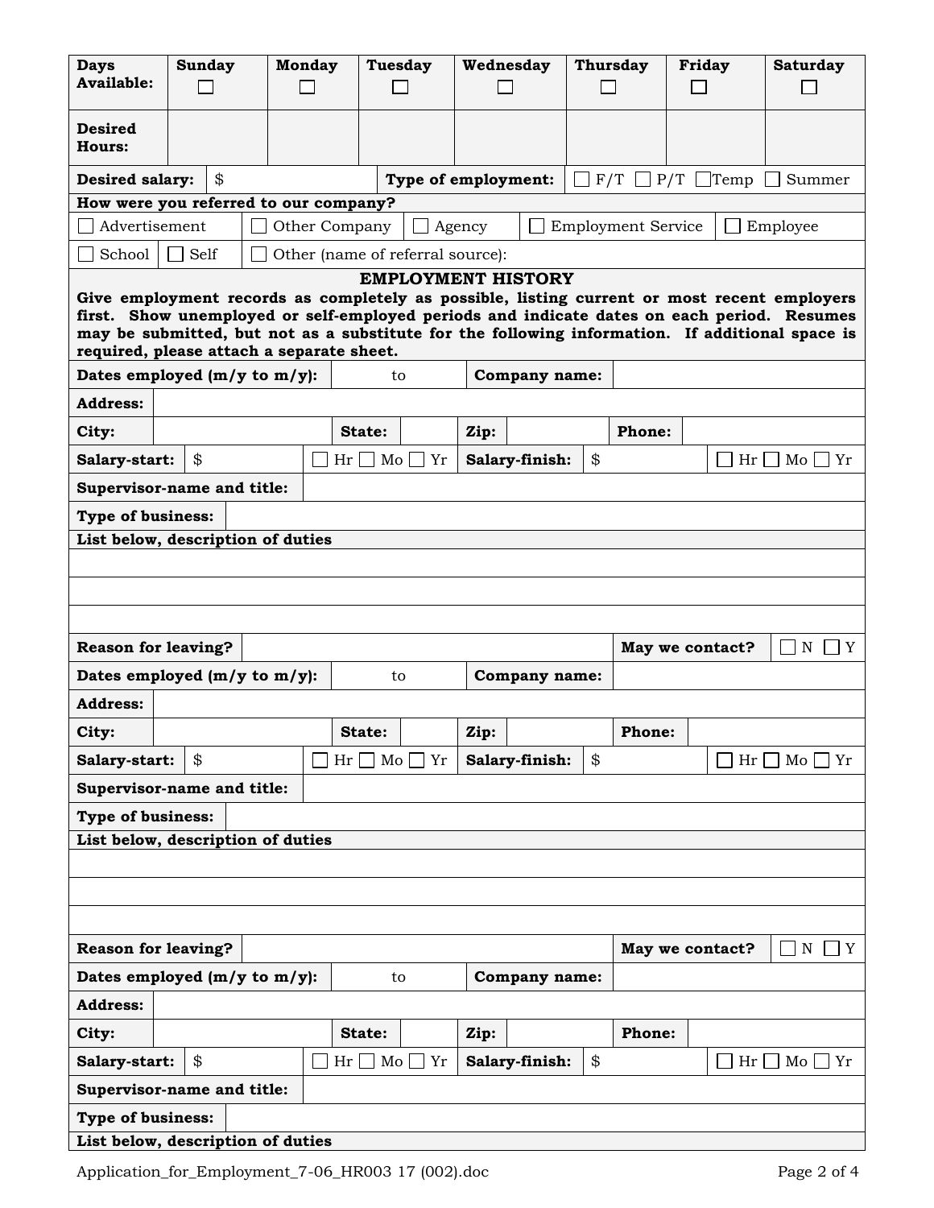| Days Available: | Sunday ☐ | Monday ☐ | Tuesday ☐ | Wednesday ☐ | Thursday ☐ | Friday ☐ | Saturday ☐ |
|---|---|---|---|---|---|---|---|
| **Desired Hours:** | | | | | | | |

| **Desired salary:** | $ | **Type of employment:** | ☐ F/T ☐ P/T ☐ Temp ☐ Summer |
|---|---|---|---|

**How were you referred to our company?**

☐ Advertisement ☐ Other Company ☐ Agency ☐ Employment Service ☐ Employee

☐ School ☐ Self ☐ Other (name of referral source):

## EMPLOYMENT HISTORY

**Give employment records as completely as possible, listing current or most recent employers first. Show unemployed or self-employed periods and indicate dates on each period. Resumes may be submitted, but not as a substitute for the following information. If additional space is required, please attach a separate sheet.**

| **Dates employed (m/y to m/y):** | to | **Company name:** | |
|---|---|---|---|
| **Address:** | | | |
| **City:** | **State:** | **Zip:** | **Phone:** |
| **Salary-start:** $ ☐ Hr ☐ Mo ☐ Yr | | **Salary-finish:** $ ☐ Hr ☐ Mo ☐ Yr | |
| **Supervisor-name and title:** | | | |
| **Type of business:** | | | |
| **List below, description of duties** | | | |
| | | | |
| | | | |
| | | | |
| **Reason for leaving?** | | **May we contact?** | ☐ N ☐ Y |

| **Dates employed (m/y to m/y):** | to | **Company name:** | |
|---|---|---|---|
| **Address:** | | | |
| **City:** | **State:** | **Zip:** | **Phone:** |
| **Salary-start:** $ ☐ Hr ☐ Mo ☐ Yr | | **Salary-finish:** $ ☐ Hr ☐ Mo ☐ Yr | |
| **Supervisor-name and title:** | | | |
| **Type of business:** | | | |
| **List below, description of duties** | | | |
| | | | |
| | | | |
| | | | |
| **Reason for leaving?** | | **May we contact?** | ☐ N ☐ Y |

| **Dates employed (m/y to m/y):** | to | **Company name:** | |
|---|---|---|---|
| **Address:** | | | |
| **City:** | **State:** | **Zip:** | **Phone:** |
| **Salary-start:** $ ☐ Hr ☐ Mo ☐ Yr | | **Salary-finish:** $ ☐ Hr ☐ Mo ☐ Yr | |
| **Supervisor-name and title:** | | | |
| **Type of business:** | | | |
| **List below, description of duties** | | | |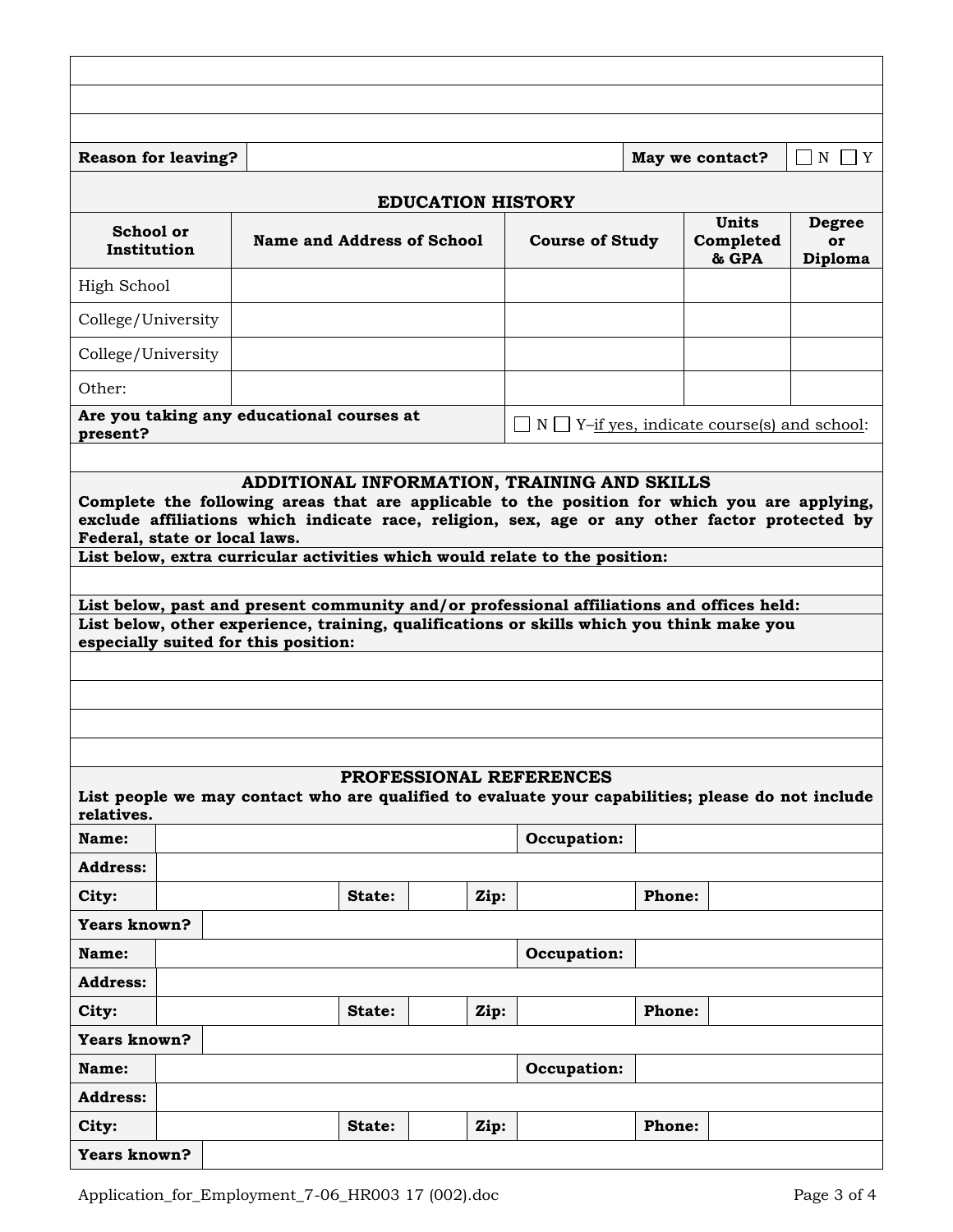| | | | |
|---|---|---|---|
| | | | |
| | | | |
| | | | |
| **Reason for leaving?** | | **May we contact?** | ☐ N ☐ Y |

## EDUCATION HISTORY

| School or Institution | Name and Address of School | Course of Study | Units Completed & GPA | Degree or Diploma |
|---|---|---|---|---|
| High School | | | | |
| College/University | | | | |
| College/University | | | | |
| Other: | | | | |

| | |
|---|---|
| **Are you taking any educational courses at present?** | ☐ N ☐ Y–if yes, indicate course(s) and school: |
| | |

## ADDITIONAL INFORMATION, TRAINING AND SKILLS

**Complete the following areas that are applicable to the position for which you are applying, exclude affiliations which indicate race, religion, sex, age or any other factor protected by Federal, state or local laws.**

**List below, extra curricular activities which would relate to the position:**

**List below, past and present community and/or professional affiliations and offices held:**

**List below, other experience, training, qualifications or skills which you think make you especially suited for this position:**

## PROFESSIONAL REFERENCES

**List people we may contact who are qualified to evaluate your capabilities; please do not include relatives.**

| | | | | | | | |
|---|---|---|---|---|---|---|---|
| **Name:** | | | | | **Occupation:** | | |
| **Address:** | | | | | | | |
| **City:** | | **State:** | | **Zip:** | | **Phone:** | |
| **Years known?** | | | | | | | |
| **Name:** | | | | | **Occupation:** | | |
| **Address:** | | | | | | | |
| **City:** | | **State:** | | **Zip:** | | **Phone:** | |
| **Years known?** | | | | | | | |
| **Name:** | | | | | **Occupation:** | | |
| **Address:** | | | | | | | |
| **City:** | | **State:** | | **Zip:** | | **Phone:** | |
| **Years known?** | | | | | | | |

Application_for_Employment_7-06_HR003 17 (002).doc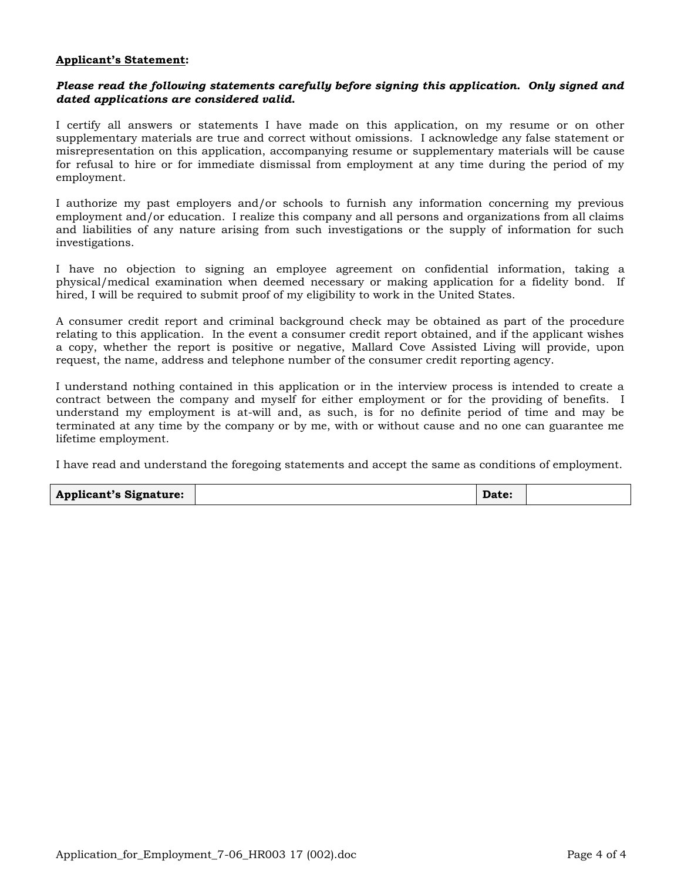**Applicant's Statement:**

***Please read the following statements carefully before signing this application. Only signed and dated applications are considered valid.***

I certify all answers or statements I have made on this application, on my resume or on other supplementary materials are true and correct without omissions. I acknowledge any false statement or misrepresentation on this application, accompanying resume or supplementary materials will be cause for refusal to hire or for immediate dismissal from employment at any time during the period of my employment.

I authorize my past employers and/or schools to furnish any information concerning my previous employment and/or education. I realize this company and all persons and organizations from all claims and liabilities of any nature arising from such investigations or the supply of information for such investigations.

I have no objection to signing an employee agreement on confidential information, taking a physical/medical examination when deemed necessary or making application for a fidelity bond. If hired, I will be required to submit proof of my eligibility to work in the United States.

A consumer credit report and criminal background check may be obtained as part of the procedure relating to this application. In the event a consumer credit report obtained, and if the applicant wishes a copy, whether the report is positive or negative, Mallard Cove Assisted Living will provide, upon request, the name, address and telephone number of the consumer credit reporting agency.

I understand nothing contained in this application or in the interview process is intended to create a contract between the company and myself for either employment or for the providing of benefits. I understand my employment is at-will and, as such, is for no definite period of time and may be terminated at any time by the company or by me, with or without cause and no one can guarantee me lifetime employment.

I have read and understand the foregoing statements and accept the same as conditions of employment.

| | | | |
|---|---|---|---|
| **Applicant's Signature:** | | **Date:** | |